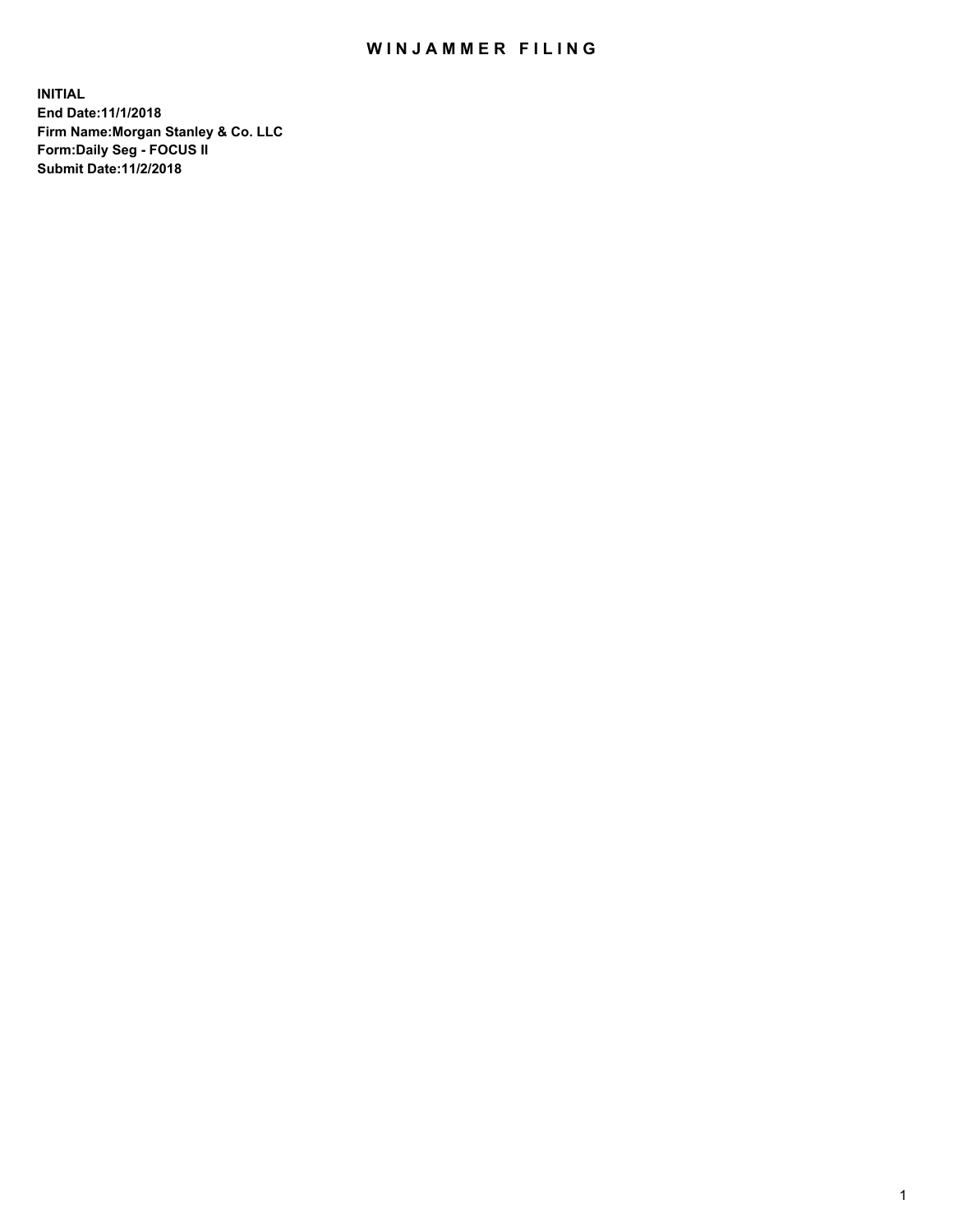# WINJAMMER FILING

**INITIAL**
**End Date:11/1/2018**
**Firm Name:Morgan Stanley & Co. LLC**
**Form:Daily Seg - FOCUS II**
**Submit Date:11/2/2018**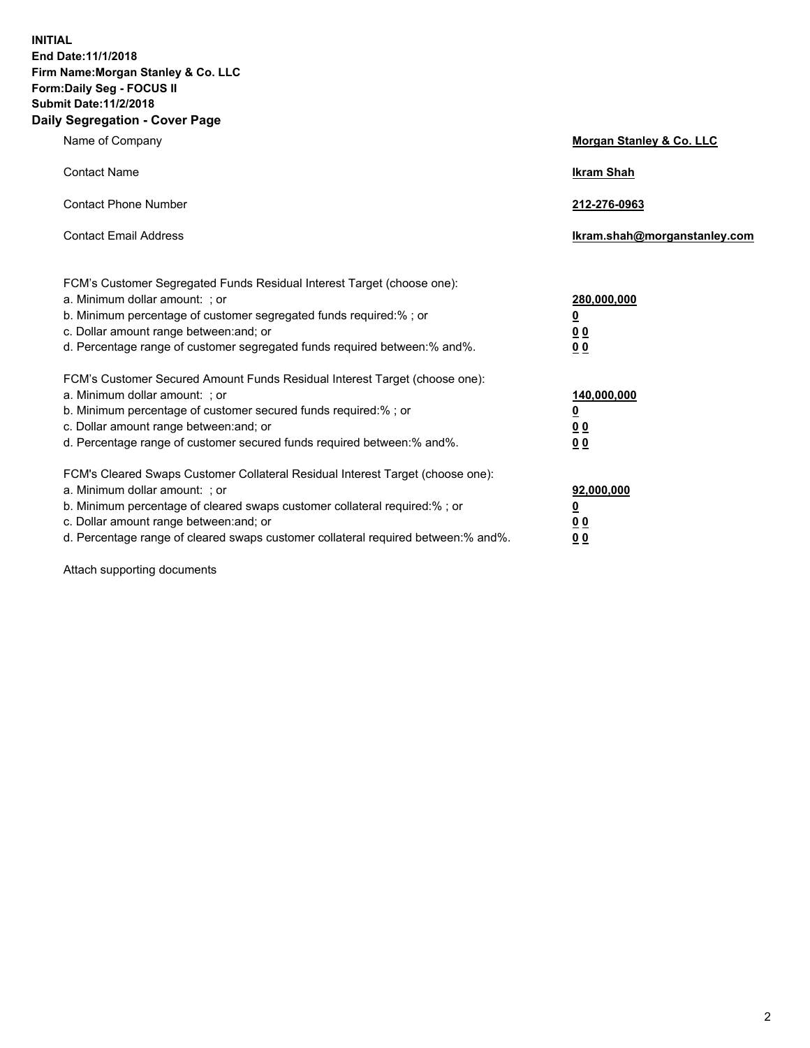**INITIAL**
**End Date:11/1/2018**
**Firm Name:Morgan Stanley & Co. LLC**
**Form:Daily Seg - FOCUS II**
**Submit Date:11/2/2018**
**Daily Segregation - Cover Page**

| | |
|---|---|
| Name of Company | **Morgan Stanley & Co. LLC** |
| Contact Name | **Ikram Shah** |
| Contact Phone Number | **212-276-0963** |
| Contact Email Address | **Ikram.shah@morganstanley.com** |

| | |
|---|---|
| FCM's Customer Segregated Funds Residual Interest Target (choose one): | |
| a. Minimum dollar amount: ; or | **280,000,000** |
| b. Minimum percentage of customer segregated funds required:% ; or | **0** |
| c. Dollar amount range between:and; or | **0 0** |
| d. Percentage range of customer segregated funds required between:% and%. | **0 0** |
| FCM's Customer Secured Amount Funds Residual Interest Target (choose one): | |
| a. Minimum dollar amount: ; or | **140,000,000** |
| b. Minimum percentage of customer secured funds required:% ; or | **0** |
| c. Dollar amount range between:and; or | **0 0** |
| d. Percentage range of customer secured funds required between:% and%. | **0 0** |
| FCM's Cleared Swaps Customer Collateral Residual Interest Target (choose one): | |
| a. Minimum dollar amount: ; or | **92,000,000** |
| b. Minimum percentage of cleared swaps customer collateral required:% ; or | **0** |
| c. Dollar amount range between:and; or | **0 0** |
| d. Percentage range of cleared swaps customer collateral required between:% and%. | **0 0** |

Attach supporting documents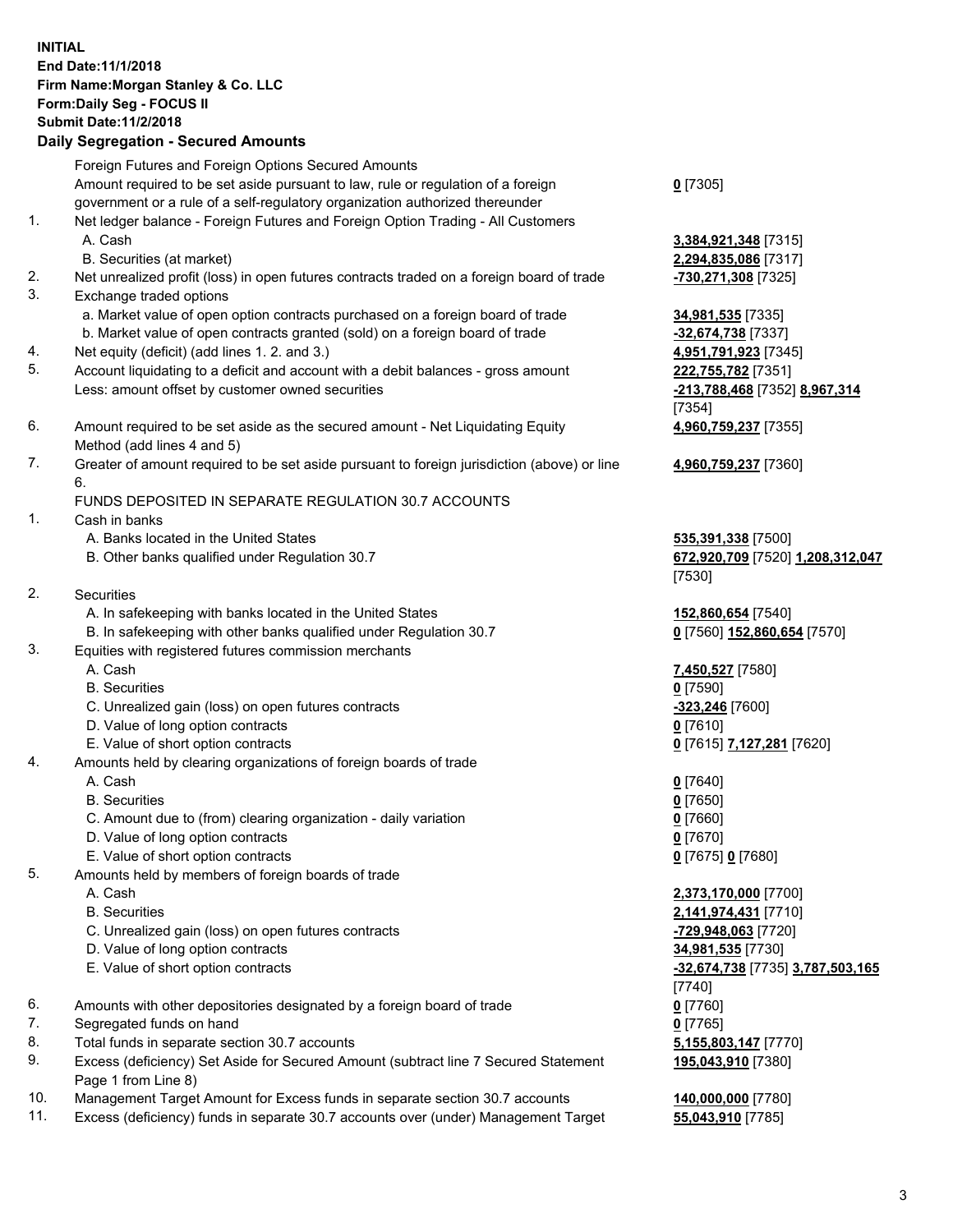**INITIAL**
**End Date:11/1/2018**
**Firm Name:Morgan Stanley & Co. LLC**
**Form:Daily Seg - FOCUS II**
**Submit Date:11/2/2018**

## Daily Segregation - Secured Amounts

| | | |
|---|---|---|
| | Foreign Futures and Foreign Options Secured Amounts | |
| | Amount required to be set aside pursuant to law, rule or regulation of a foreign government or a rule of a self-regulatory organization authorized thereunder | **0** [7305] |
| 1. | Net ledger balance - Foreign Futures and Foreign Option Trading - All Customers | |
| | A. Cash | **3,384,921,348** [7315] |
| | B. Securities (at market) | **2,294,835,086** [7317] |
| 2. | Net unrealized profit (loss) in open futures contracts traded on a foreign board of trade | **-730,271,308** [7325] |
| 3. | Exchange traded options | |
| | a. Market value of open option contracts purchased on a foreign board of trade | **34,981,535** [7335] |
| | b. Market value of open contracts granted (sold) on a foreign board of trade | **-32,674,738** [7337] |
| 4. | Net equity (deficit) (add lines 1. 2. and 3.) | **4,951,791,923** [7345] |
| 5. | Account liquidating to a deficit and account with a debit balances - gross amount | **222,755,782** [7351] |
| | Less: amount offset by customer owned securities | **-213,788,468** [7352] **8,967,314** [7354] |
| 6. | Amount required to be set aside as the secured amount - Net Liquidating Equity Method (add lines 4 and 5) | **4,960,759,237** [7355] |
| 7. | Greater of amount required to be set aside pursuant to foreign jurisdiction (above) or line 6. | **4,960,759,237** [7360] |
| | FUNDS DEPOSITED IN SEPARATE REGULATION 30.7 ACCOUNTS | |
| 1. | Cash in banks | |
| | A. Banks located in the United States | **535,391,338** [7500] |
| | B. Other banks qualified under Regulation 30.7 | **672,920,709** [7520] **1,208,312,047** [7530] |
| 2. | Securities | |
| | A. In safekeeping with banks located in the United States | **152,860,654** [7540] |
| | B. In safekeeping with other banks qualified under Regulation 30.7 | **0** [7560] **152,860,654** [7570] |
| 3. | Equities with registered futures commission merchants | |
| | A. Cash | **7,450,527** [7580] |
| | B. Securities | **0** [7590] |
| | C. Unrealized gain (loss) on open futures contracts | **-323,246** [7600] |
| | D. Value of long option contracts | **0** [7610] |
| | E. Value of short option contracts | **0** [7615] **7,127,281** [7620] |
| 4. | Amounts held by clearing organizations of foreign boards of trade | |
| | A. Cash | **0** [7640] |
| | B. Securities | **0** [7650] |
| | C. Amount due to (from) clearing organization - daily variation | **0** [7660] |
| | D. Value of long option contracts | **0** [7670] |
| | E. Value of short option contracts | **0** [7675] **0** [7680] |
| 5. | Amounts held by members of foreign boards of trade | |
| | A. Cash | **2,373,170,000** [7700] |
| | B. Securities | **2,141,974,431** [7710] |
| | C. Unrealized gain (loss) on open futures contracts | **-729,948,063** [7720] |
| | D. Value of long option contracts | **34,981,535** [7730] |
| | E. Value of short option contracts | **-32,674,738** [7735] **3,787,503,165** [7740] |
| 6. | Amounts with other depositories designated by a foreign board of trade | **0** [7760] |
| 7. | Segregated funds on hand | **0** [7765] |
| 8. | Total funds in separate section 30.7 accounts | **5,155,803,147** [7770] |
| 9. | Excess (deficiency) Set Aside for Secured Amount (subtract line 7 Secured Statement Page 1 from Line 8) | **195,043,910** [7380] |
| 10. | Management Target Amount for Excess funds in separate section 30.7 accounts | **140,000,000** [7780] |
| 11. | Excess (deficiency) funds in separate 30.7 accounts over (under) Management Target | **55,043,910** [7785] |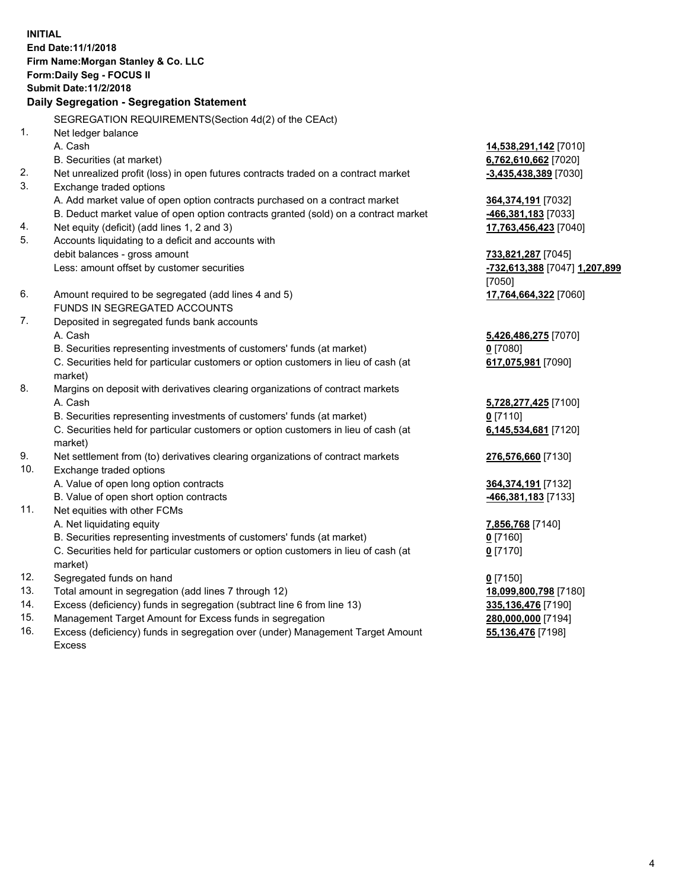**INITIAL**
**End Date:11/1/2018**
**Firm Name:Morgan Stanley & Co. LLC**
**Form:Daily Seg - FOCUS II**
**Submit Date:11/2/2018**

## Daily Segregation - Segregation Statement

SEGREGATION REQUIREMENTS(Section 4d(2) of the CEAct)

| | | |
|---|---|---|
| 1. | Net ledger balance | |
| | A. Cash | **14,538,291,142** [7010] |
| | B. Securities (at market) | **6,762,610,662** [7020] |
| 2. | Net unrealized profit (loss) in open futures contracts traded on a contract market | **-3,435,438,389** [7030] |
| 3. | Exchange traded options | |
| | A. Add market value of open option contracts purchased on a contract market | **364,374,191** [7032] |
| | B. Deduct market value of open option contracts granted (sold) on a contract market | **-466,381,183** [7033] |
| 4. | Net equity (deficit) (add lines 1, 2 and 3) | **17,763,456,423** [7040] |
| 5. | Accounts liquidating to a deficit and accounts with debit balances - gross amount | **733,821,287** [7045] |
| | Less: amount offset by customer securities | **-732,613,388** [7047] **1,207,899** [7050] |
| 6. | Amount required to be segregated (add lines 4 and 5) | **17,764,664,322** [7060] |
| | FUNDS IN SEGREGATED ACCOUNTS | |
| 7. | Deposited in segregated funds bank accounts | |
| | A. Cash | **5,426,486,275** [7070] |
| | B. Securities representing investments of customers' funds (at market) | **0** [7080] |
| | C. Securities held for particular customers or option customers in lieu of cash (at market) | **617,075,981** [7090] |
| 8. | Margins on deposit with derivatives clearing organizations of contract markets | |
| | A. Cash | **5,728,277,425** [7100] |
| | B. Securities representing investments of customers' funds (at market) | **0** [7110] |
| | C. Securities held for particular customers or option customers in lieu of cash (at market) | **6,145,534,681** [7120] |
| 9. | Net settlement from (to) derivatives clearing organizations of contract markets | **276,576,660** [7130] |
| 10. | Exchange traded options | |
| | A. Value of open long option contracts | **364,374,191** [7132] |
| | B. Value of open short option contracts | **-466,381,183** [7133] |
| 11. | Net equities with other FCMs | |
| | A. Net liquidating equity | **7,856,768** [7140] |
| | B. Securities representing investments of customers' funds (at market) | **0** [7160] |
| | C. Securities held for particular customers or option customers in lieu of cash (at market) | **0** [7170] |
| 12. | Segregated funds on hand | **0** [7150] |
| 13. | Total amount in segregation (add lines 7 through 12) | **18,099,800,798** [7180] |
| 14. | Excess (deficiency) funds in segregation (subtract line 6 from line 13) | **335,136,476** [7190] |
| 15. | Management Target Amount for Excess funds in segregation | **280,000,000** [7194] |
| 16. | Excess (deficiency) funds in segregation over (under) Management Target Amount Excess | **55,136,476** [7198] |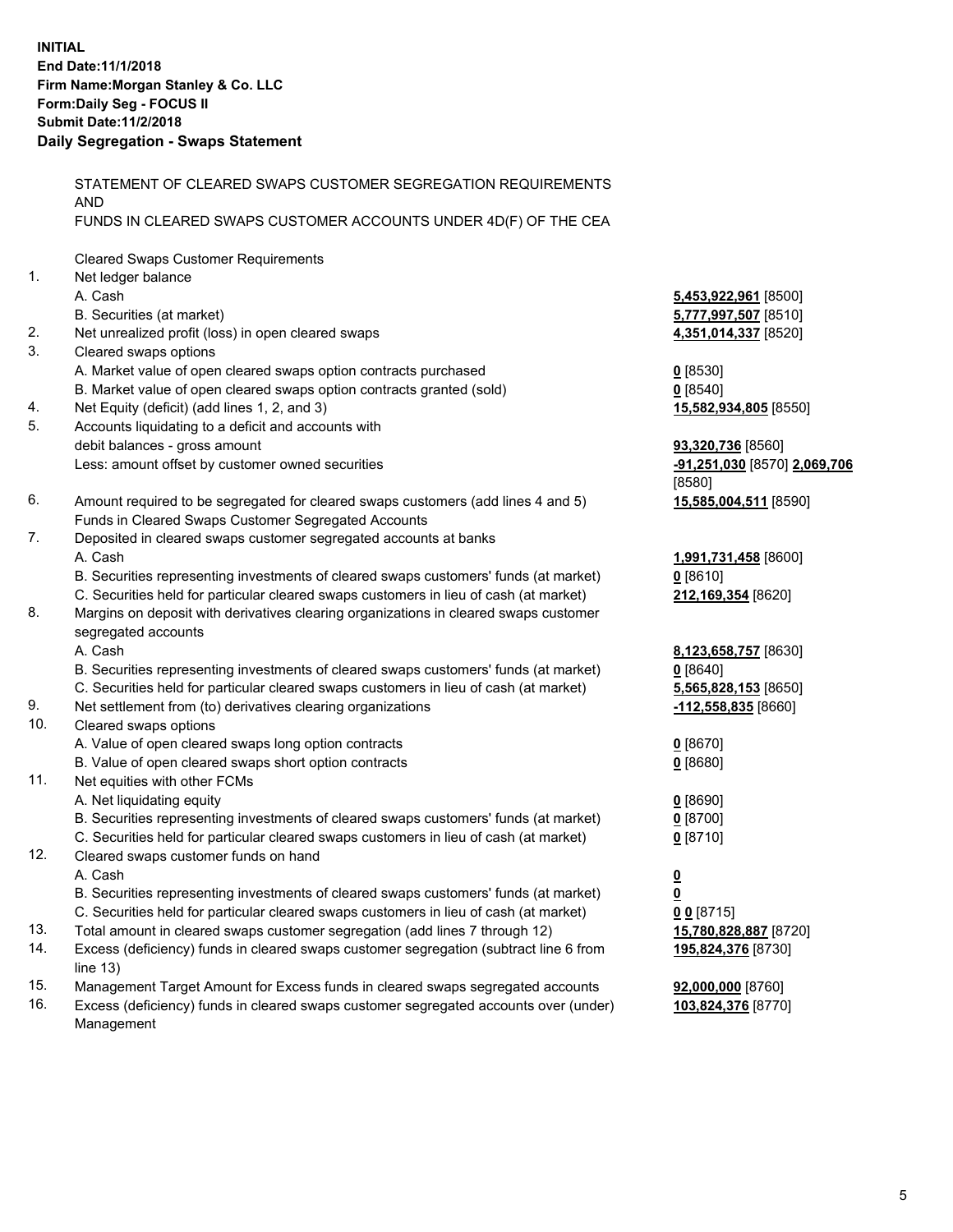**INITIAL**
**End Date:11/1/2018**
**Firm Name:Morgan Stanley & Co. LLC**
**Form:Daily Seg - FOCUS II**
**Submit Date:11/2/2018**
**Daily Segregation - Swaps Statement**

STATEMENT OF CLEARED SWAPS CUSTOMER SEGREGATION REQUIREMENTS AND FUNDS IN CLEARED SWAPS CUSTOMER ACCOUNTS UNDER 4D(F) OF THE CEA

| | | |
|---|---|---|
| | Cleared Swaps Customer Requirements | |
| 1. | Net ledger balance | |
| | A. Cash | **5,453,922,961** [8500] |
| | B. Securities (at market) | **5,777,997,507** [8510] |
| 2. | Net unrealized profit (loss) in open cleared swaps | **4,351,014,337** [8520] |
| 3. | Cleared swaps options | |
| | A. Market value of open cleared swaps option contracts purchased | **0** [8530] |
| | B. Market value of open cleared swaps option contracts granted (sold) | **0** [8540] |
| 4. | Net Equity (deficit) (add lines 1, 2, and 3) | **15,582,934,805** [8550] |
| 5. | Accounts liquidating to a deficit and accounts with debit balances - gross amount | **93,320,736** [8560] |
| | Less: amount offset by customer owned securities | **-91,251,030** [8570] **2,069,706** [8580] |
| 6. | Amount required to be segregated for cleared swaps customers (add lines 4 and 5) | **15,585,004,511** [8590] |
| | Funds in Cleared Swaps Customer Segregated Accounts | |
| 7. | Deposited in cleared swaps customer segregated accounts at banks | |
| | A. Cash | **1,991,731,458** [8600] |
| | B. Securities representing investments of cleared swaps customers' funds (at market) | **0** [8610] |
| | C. Securities held for particular cleared swaps customers in lieu of cash (at market) | **212,169,354** [8620] |
| 8. | Margins on deposit with derivatives clearing organizations in cleared swaps customer segregated accounts | |
| | A. Cash | **8,123,658,757** [8630] |
| | B. Securities representing investments of cleared swaps customers' funds (at market) | **0** [8640] |
| | C. Securities held for particular cleared swaps customers in lieu of cash (at market) | **5,565,828,153** [8650] |
| 9. | Net settlement from (to) derivatives clearing organizations | **-112,558,835** [8660] |
| 10. | Cleared swaps options | |
| | A. Value of open cleared swaps long option contracts | **0** [8670] |
| | B. Value of open cleared swaps short option contracts | **0** [8680] |
| 11. | Net equities with other FCMs | |
| | A. Net liquidating equity | **0** [8690] |
| | B. Securities representing investments of cleared swaps customers' funds (at market) | **0** [8700] |
| | C. Securities held for particular cleared swaps customers in lieu of cash (at market) | **0** [8710] |
| 12. | Cleared swaps customer funds on hand | |
| | A. Cash | **0** |
| | B. Securities representing investments of cleared swaps customers' funds (at market) | **0** |
| | C. Securities held for particular cleared swaps customers in lieu of cash (at market) | **0** **0** [8715] |
| 13. | Total amount in cleared swaps customer segregation (add lines 7 through 12) | **15,780,828,887** [8720] |
| 14. | Excess (deficiency) funds in cleared swaps customer segregation (subtract line 6 from line 13) | **195,824,376** [8730] |
| 15. | Management Target Amount for Excess funds in cleared swaps segregated accounts | **92,000,000** [8760] |
| 16. | Excess (deficiency) funds in cleared swaps customer segregated accounts over (under) Management | **103,824,376** [8770] |